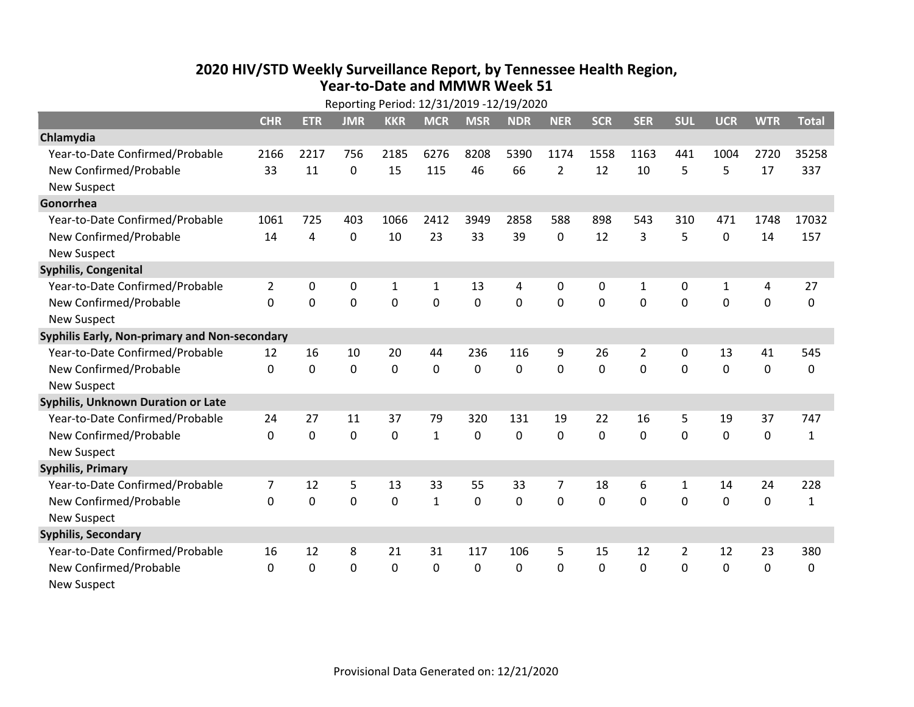# 2020 HIV/STD Weekly Surveillance Report, by Tennessee Health Region, Year-to-Date and MMWR Week 51

Reporting Period: 12/31/2019 -12/19/2020

| | CHR | ETR | JMR | KKR | MCR | MSR | NDR | NER | SCR | SER | SUL | UCR | WTR | Total |
|---|---|---|---|---|---|---|---|---|---|---|---|---|---|---|
| **Chlamydia** | | | | | | | | | | | | | | |
| Year-to-Date Confirmed/Probable | 2166 | 2217 | 756 | 2185 | 6276 | 8208 | 5390 | 1174 | 1558 | 1163 | 441 | 1004 | 2720 | 35258 |
| New Confirmed/Probable | 33 | 11 | 0 | 15 | 115 | 46 | 66 | 2 | 12 | 10 | 5 | 5 | 17 | 337 |
| New Suspect | | | | | | | | | | | | | | |
| **Gonorrhea** | | | | | | | | | | | | | | |
| Year-to-Date Confirmed/Probable | 1061 | 725 | 403 | 1066 | 2412 | 3949 | 2858 | 588 | 898 | 543 | 310 | 471 | 1748 | 17032 |
| New Confirmed/Probable | 14 | 4 | 0 | 10 | 23 | 33 | 39 | 0 | 12 | 3 | 5 | 0 | 14 | 157 |
| New Suspect | | | | | | | | | | | | | | |
| **Syphilis, Congenital** | | | | | | | | | | | | | | |
| Year-to-Date Confirmed/Probable | 2 | 0 | 0 | 1 | 1 | 13 | 4 | 0 | 0 | 1 | 0 | 1 | 4 | 27 |
| New Confirmed/Probable | 0 | 0 | 0 | 0 | 0 | 0 | 0 | 0 | 0 | 0 | 0 | 0 | 0 | 0 |
| New Suspect | | | | | | | | | | | | | | |
| **Syphilis Early, Non-primary and Non-secondary** | | | | | | | | | | | | | | |
| Year-to-Date Confirmed/Probable | 12 | 16 | 10 | 20 | 44 | 236 | 116 | 9 | 26 | 2 | 0 | 13 | 41 | 545 |
| New Confirmed/Probable | 0 | 0 | 0 | 0 | 0 | 0 | 0 | 0 | 0 | 0 | 0 | 0 | 0 | 0 |
| New Suspect | | | | | | | | | | | | | | |
| **Syphilis, Unknown Duration or Late** | | | | | | | | | | | | | | |
| Year-to-Date Confirmed/Probable | 24 | 27 | 11 | 37 | 79 | 320 | 131 | 19 | 22 | 16 | 5 | 19 | 37 | 747 |
| New Confirmed/Probable | 0 | 0 | 0 | 0 | 1 | 0 | 0 | 0 | 0 | 0 | 0 | 0 | 0 | 1 |
| New Suspect | | | | | | | | | | | | | | |
| **Syphilis, Primary** | | | | | | | | | | | | | | |
| Year-to-Date Confirmed/Probable | 7 | 12 | 5 | 13 | 33 | 55 | 33 | 7 | 18 | 6 | 1 | 14 | 24 | 228 |
| New Confirmed/Probable | 0 | 0 | 0 | 0 | 1 | 0 | 0 | 0 | 0 | 0 | 0 | 0 | 0 | 1 |
| New Suspect | | | | | | | | | | | | | | |
| **Syphilis, Secondary** | | | | | | | | | | | | | | |
| Year-to-Date Confirmed/Probable | 16 | 12 | 8 | 21 | 31 | 117 | 106 | 5 | 15 | 12 | 2 | 12 | 23 | 380 |
| New Confirmed/Probable | 0 | 0 | 0 | 0 | 0 | 0 | 0 | 0 | 0 | 0 | 0 | 0 | 0 | 0 |
| New Suspect | | | | | | | | | | | | | | |

Provisional Data Generated on: 12/21/2020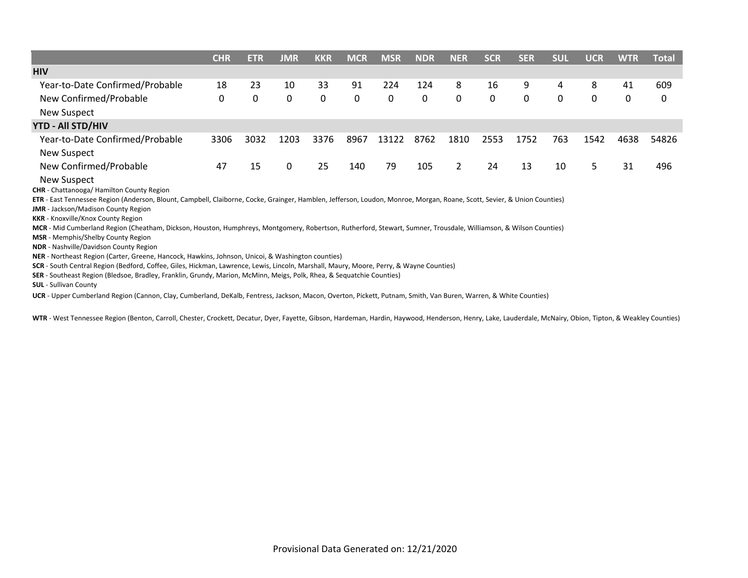| | CHR | ETR | JMR | KKR | MCR | MSR | NDR | NER | SCR | SER | SUL | UCR | WTR | Total |
|---|---|---|---|---|---|---|---|---|---|---|---|---|---|---|
| **HIV** | | | | | | | | | | | | | | |
| Year-to-Date Confirmed/Probable | 18 | 23 | 10 | 33 | 91 | 224 | 124 | 8 | 16 | 9 | 4 | 8 | 41 | 609 |
| New Confirmed/Probable | 0 | 0 | 0 | 0 | 0 | 0 | 0 | 0 | 0 | 0 | 0 | 0 | 0 | 0 |
| New Suspect | | | | | | | | | | | | | | |
| **YTD - All STD/HIV** | | | | | | | | | | | | | | |
| Year-to-Date Confirmed/Probable | 3306 | 3032 | 1203 | 3376 | 8967 | 13122 | 8762 | 1810 | 2553 | 1752 | 763 | 1542 | 4638 | 54826 |
| New Suspect | | | | | | | | | | | | | | |
| New Confirmed/Probable | 47 | 15 | 0 | 25 | 140 | 79 | 105 | 2 | 24 | 13 | 10 | 5 | 31 | 496 |
| New Suspect | | | | | | | | | | | | | | |

**CHR** - Chattanooga/ Hamilton County Region

**ETR** - East Tennessee Region (Anderson, Blount, Campbell, Claiborne, Cocke, Grainger, Hamblen, Jefferson, Loudon, Monroe, Morgan, Roane, Scott, Sevier, & Union Counties)

**JMR** - Jackson/Madison County Region

**KKR** - Knoxville/Knox County Region

**MCR** - Mid Cumberland Region (Cheatham, Dickson, Houston, Humphreys, Montgomery, Robertson, Rutherford, Stewart, Sumner, Trousdale, Williamson, & Wilson Counties)

**MSR** - Memphis/Shelby County Region

**NDR** - Nashville/Davidson County Region

**NER** - Northeast Region (Carter, Greene, Hancock, Hawkins, Johnson, Unicoi, & Washington counties)

**SCR** - South Central Region (Bedford, Coffee, Giles, Hickman, Lawrence, Lewis, Lincoln, Marshall, Maury, Moore, Perry, & Wayne Counties)

**SER** - Southeast Region (Bledsoe, Bradley, Franklin, Grundy, Marion, McMinn, Meigs, Polk, Rhea, & Sequatchie Counties)

**SUL** - Sullivan County

**UCR** - Upper Cumberland Region (Cannon, Clay, Cumberland, DeKalb, Fentress, Jackson, Macon, Overton, Pickett, Putnam, Smith, Van Buren, Warren, & White Counties)

**WTR** - West Tennessee Region (Benton, Carroll, Chester, Crockett, Decatur, Dyer, Fayette, Gibson, Hardeman, Hardin, Haywood, Henderson, Henry, Lake, Lauderdale, McNairy, Obion, Tipton, & Weakley Counties)

Provisional Data Generated on: 12/21/2020